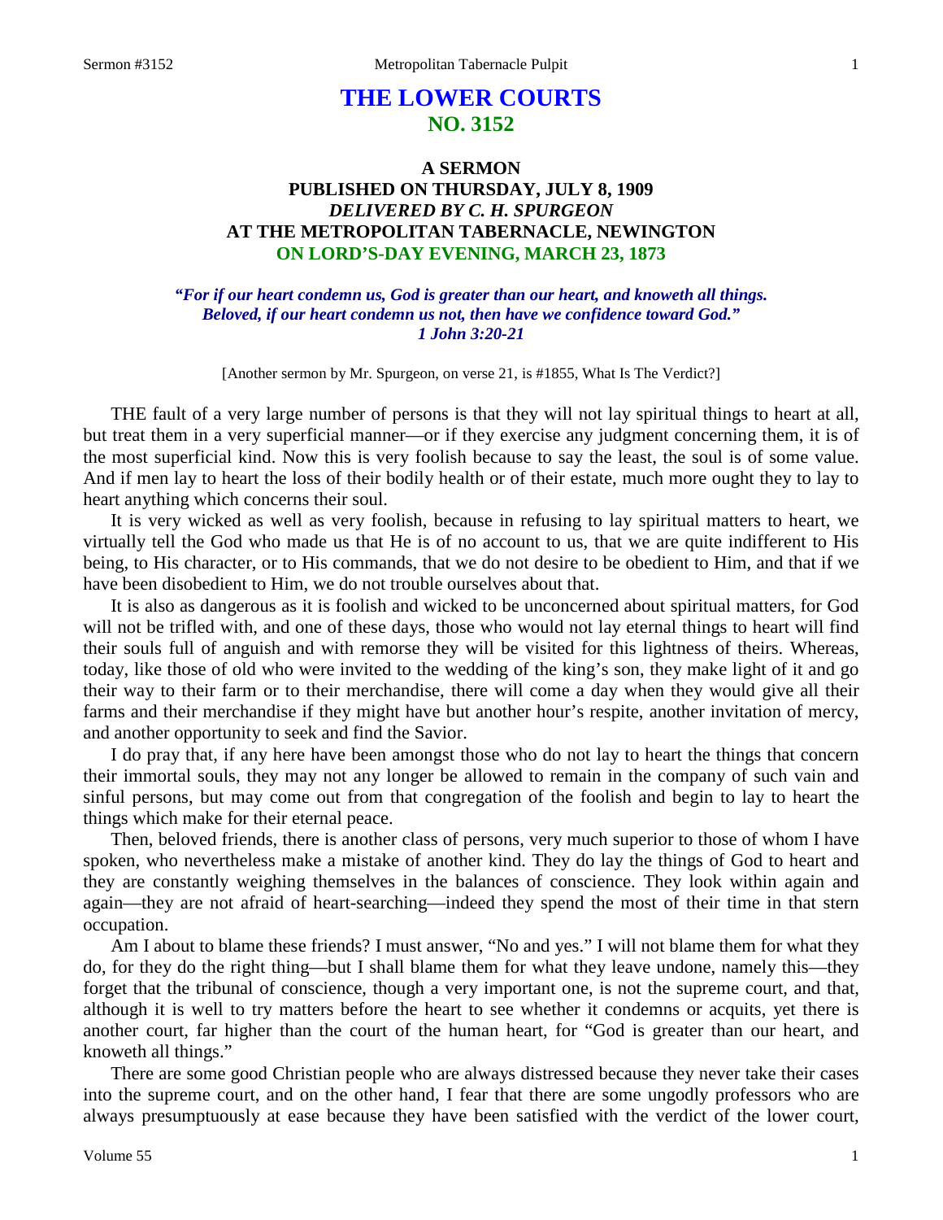# THE LOWER COURTS
## NO. 3152

### A SERMON
### PUBLISHED ON THURSDAY, JULY 8, 1909
### *DELIVERED BY C. H. SPURGEON*
### AT THE METROPOLITAN TABERNACLE, NEWINGTON
### ON LORD'S-DAY EVENING, MARCH 23, 1873

***"For if our heart condemn us, God is greater than our heart, and knoweth all things. Beloved, if our heart condemn us not, then have we confidence toward God." 1 John 3:20-21***

[Another sermon by Mr. Spurgeon, on verse 21, is #1855, What Is The Verdict?]

THE fault of a very large number of persons is that they will not lay spiritual things to heart at all, but treat them in a very superficial manner—or if they exercise any judgment concerning them, it is of the most superficial kind. Now this is very foolish because to say the least, the soul is of some value. And if men lay to heart the loss of their bodily health or of their estate, much more ought they to lay to heart anything which concerns their soul.

It is very wicked as well as very foolish, because in refusing to lay spiritual matters to heart, we virtually tell the God who made us that He is of no account to us, that we are quite indifferent to His being, to His character, or to His commands, that we do not desire to be obedient to Him, and that if we have been disobedient to Him, we do not trouble ourselves about that.

It is also as dangerous as it is foolish and wicked to be unconcerned about spiritual matters, for God will not be trifled with, and one of these days, those who would not lay eternal things to heart will find their souls full of anguish and with remorse they will be visited for this lightness of theirs. Whereas, today, like those of old who were invited to the wedding of the king's son, they make light of it and go their way to their farm or to their merchandise, there will come a day when they would give all their farms and their merchandise if they might have but another hour's respite, another invitation of mercy, and another opportunity to seek and find the Savior.

I do pray that, if any here have been amongst those who do not lay to heart the things that concern their immortal souls, they may not any longer be allowed to remain in the company of such vain and sinful persons, but may come out from that congregation of the foolish and begin to lay to heart the things which make for their eternal peace.

Then, beloved friends, there is another class of persons, very much superior to those of whom I have spoken, who nevertheless make a mistake of another kind. They do lay the things of God to heart and they are constantly weighing themselves in the balances of conscience. They look within again and again—they are not afraid of heart-searching—indeed they spend the most of their time in that stern occupation.

Am I about to blame these friends? I must answer, "No and yes." I will not blame them for what they do, for they do the right thing—but I shall blame them for what they leave undone, namely this—they forget that the tribunal of conscience, though a very important one, is not the supreme court, and that, although it is well to try matters before the heart to see whether it condemns or acquits, yet there is another court, far higher than the court of the human heart, for "God is greater than our heart, and knoweth all things."

There are some good Christian people who are always distressed because they never take their cases into the supreme court, and on the other hand, I fear that there are some ungodly professors who are always presumptuously at ease because they have been satisfied with the verdict of the lower court,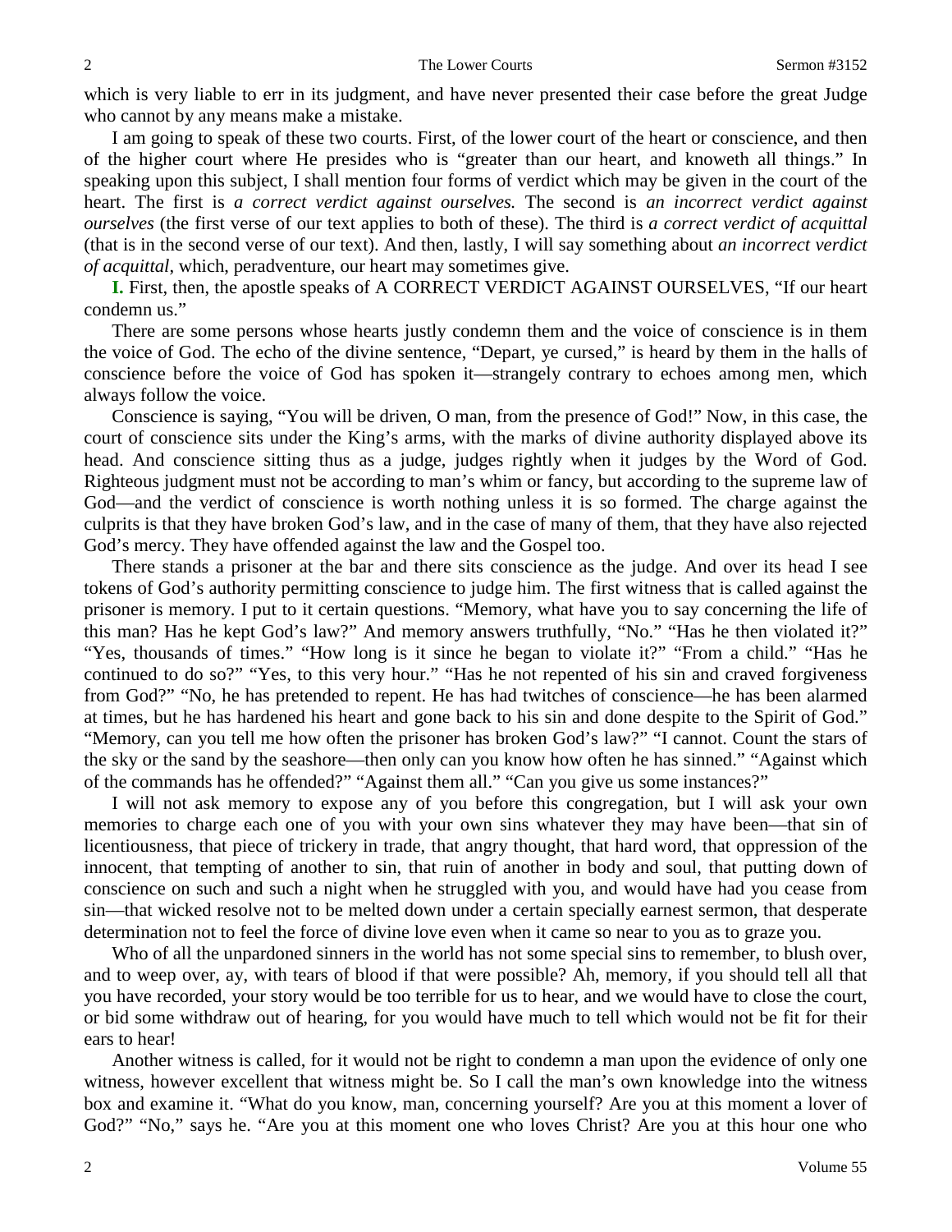which is very liable to err in its judgment, and have never presented their case before the great Judge who cannot by any means make a mistake.

I am going to speak of these two courts. First, of the lower court of the heart or conscience, and then of the higher court where He presides who is "greater than our heart, and knoweth all things." In speaking upon this subject, I shall mention four forms of verdict which may be given in the court of the heart. The first is *a correct verdict against ourselves.* The second is *an incorrect verdict against ourselves* (the first verse of our text applies to both of these). The third is *a correct verdict of acquittal* (that is in the second verse of our text). And then, lastly, I will say something about *an incorrect verdict of acquittal*, which, peradventure, our heart may sometimes give.

**I.** First, then, the apostle speaks of A CORRECT VERDICT AGAINST OURSELVES, "If our heart condemn us."

There are some persons whose hearts justly condemn them and the voice of conscience is in them the voice of God. The echo of the divine sentence, "Depart, ye cursed," is heard by them in the halls of conscience before the voice of God has spoken it—strangely contrary to echoes among men, which always follow the voice.

Conscience is saying, "You will be driven, O man, from the presence of God!" Now, in this case, the court of conscience sits under the King's arms, with the marks of divine authority displayed above its head. And conscience sitting thus as a judge, judges rightly when it judges by the Word of God. Righteous judgment must not be according to man's whim or fancy, but according to the supreme law of God—and the verdict of conscience is worth nothing unless it is so formed. The charge against the culprits is that they have broken God's law, and in the case of many of them, that they have also rejected God's mercy. They have offended against the law and the Gospel too.

There stands a prisoner at the bar and there sits conscience as the judge. And over its head I see tokens of God's authority permitting conscience to judge him. The first witness that is called against the prisoner is memory. I put to it certain questions. "Memory, what have you to say concerning the life of this man? Has he kept God's law?" And memory answers truthfully, "No." "Has he then violated it?" "Yes, thousands of times." "How long is it since he began to violate it?" "From a child." "Has he continued to do so?" "Yes, to this very hour." "Has he not repented of his sin and craved forgiveness from God?" "No, he has pretended to repent. He has had twitches of conscience—he has been alarmed at times, but he has hardened his heart and gone back to his sin and done despite to the Spirit of God." "Memory, can you tell me how often the prisoner has broken God's law?" "I cannot. Count the stars of the sky or the sand by the seashore—then only can you know how often he has sinned." "Against which of the commands has he offended?" "Against them all." "Can you give us some instances?"

I will not ask memory to expose any of you before this congregation, but I will ask your own memories to charge each one of you with your own sins whatever they may have been—that sin of licentiousness, that piece of trickery in trade, that angry thought, that hard word, that oppression of the innocent, that tempting of another to sin, that ruin of another in body and soul, that putting down of conscience on such and such a night when he struggled with you, and would have had you cease from sin—that wicked resolve not to be melted down under a certain specially earnest sermon, that desperate determination not to feel the force of divine love even when it came so near to you as to graze you.

Who of all the unpardoned sinners in the world has not some special sins to remember, to blush over, and to weep over, ay, with tears of blood if that were possible? Ah, memory, if you should tell all that you have recorded, your story would be too terrible for us to hear, and we would have to close the court, or bid some withdraw out of hearing, for you would have much to tell which would not be fit for their ears to hear!

Another witness is called, for it would not be right to condemn a man upon the evidence of only one witness, however excellent that witness might be. So I call the man's own knowledge into the witness box and examine it. "What do you know, man, concerning yourself? Are you at this moment a lover of God?" "No," says he. "Are you at this moment one who loves Christ? Are you at this hour one who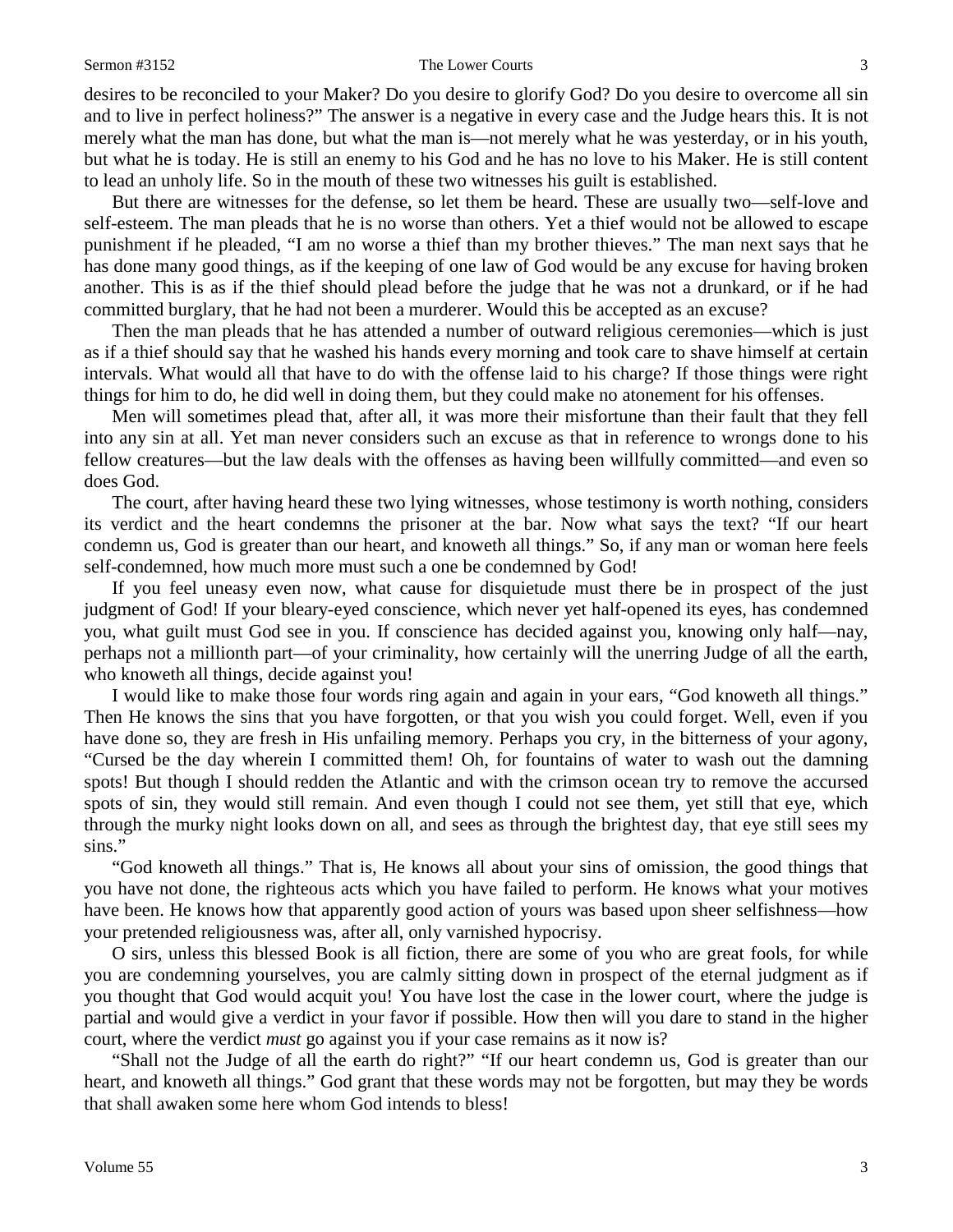desires to be reconciled to your Maker? Do you desire to glorify God? Do you desire to overcome all sin and to live in perfect holiness?" The answer is a negative in every case and the Judge hears this. It is not merely what the man has done, but what the man is—not merely what he was yesterday, or in his youth, but what he is today. He is still an enemy to his God and he has no love to his Maker. He is still content to lead an unholy life. So in the mouth of these two witnesses his guilt is established.

But there are witnesses for the defense, so let them be heard. These are usually two—self-love and self-esteem. The man pleads that he is no worse than others. Yet a thief would not be allowed to escape punishment if he pleaded, "I am no worse a thief than my brother thieves." The man next says that he has done many good things, as if the keeping of one law of God would be any excuse for having broken another. This is as if the thief should plead before the judge that he was not a drunkard, or if he had committed burglary, that he had not been a murderer. Would this be accepted as an excuse?

Then the man pleads that he has attended a number of outward religious ceremonies—which is just as if a thief should say that he washed his hands every morning and took care to shave himself at certain intervals. What would all that have to do with the offense laid to his charge? If those things were right things for him to do, he did well in doing them, but they could make no atonement for his offenses.

Men will sometimes plead that, after all, it was more their misfortune than their fault that they fell into any sin at all. Yet man never considers such an excuse as that in reference to wrongs done to his fellow creatures—but the law deals with the offenses as having been willfully committed—and even so does God.

The court, after having heard these two lying witnesses, whose testimony is worth nothing, considers its verdict and the heart condemns the prisoner at the bar. Now what says the text? "If our heart condemn us, God is greater than our heart, and knoweth all things." So, if any man or woman here feels self-condemned, how much more must such a one be condemned by God!

If you feel uneasy even now, what cause for disquietude must there be in prospect of the just judgment of God! If your bleary-eyed conscience, which never yet half-opened its eyes, has condemned you, what guilt must God see in you. If conscience has decided against you, knowing only half—nay, perhaps not a millionth part—of your criminality, how certainly will the unerring Judge of all the earth, who knoweth all things, decide against you!

I would like to make those four words ring again and again in your ears, "God knoweth all things." Then He knows the sins that you have forgotten, or that you wish you could forget. Well, even if you have done so, they are fresh in His unfailing memory. Perhaps you cry, in the bitterness of your agony, "Cursed be the day wherein I committed them! Oh, for fountains of water to wash out the damning spots! But though I should redden the Atlantic and with the crimson ocean try to remove the accursed spots of sin, they would still remain. And even though I could not see them, yet still that eye, which through the murky night looks down on all, and sees as through the brightest day, that eye still sees my sins."

"God knoweth all things." That is, He knows all about your sins of omission, the good things that you have not done, the righteous acts which you have failed to perform. He knows what your motives have been. He knows how that apparently good action of yours was based upon sheer selfishness—how your pretended religiousness was, after all, only varnished hypocrisy.

O sirs, unless this blessed Book is all fiction, there are some of you who are great fools, for while you are condemning yourselves, you are calmly sitting down in prospect of the eternal judgment as if you thought that God would acquit you! You have lost the case in the lower court, where the judge is partial and would give a verdict in your favor if possible. How then will you dare to stand in the higher court, where the verdict *must* go against you if your case remains as it now is?

"Shall not the Judge of all the earth do right?" "If our heart condemn us, God is greater than our heart, and knoweth all things." God grant that these words may not be forgotten, but may they be words that shall awaken some here whom God intends to bless!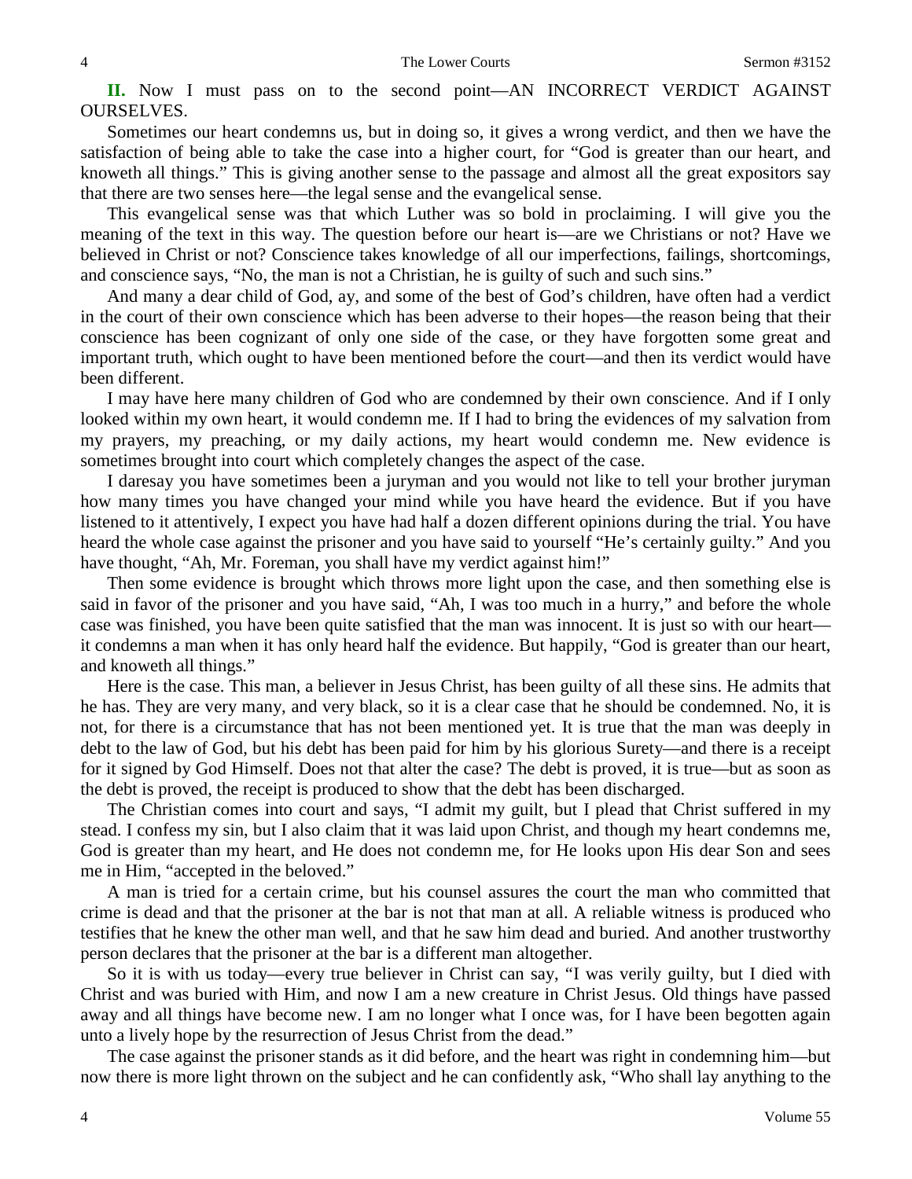**II.** Now I must pass on to the second point—AN INCORRECT VERDICT AGAINST OURSELVES.

Sometimes our heart condemns us, but in doing so, it gives a wrong verdict, and then we have the satisfaction of being able to take the case into a higher court, for "God is greater than our heart, and knoweth all things." This is giving another sense to the passage and almost all the great expositors say that there are two senses here—the legal sense and the evangelical sense.

This evangelical sense was that which Luther was so bold in proclaiming. I will give you the meaning of the text in this way. The question before our heart is—are we Christians or not? Have we believed in Christ or not? Conscience takes knowledge of all our imperfections, failings, shortcomings, and conscience says, "No, the man is not a Christian, he is guilty of such and such sins."

And many a dear child of God, ay, and some of the best of God's children, have often had a verdict in the court of their own conscience which has been adverse to their hopes—the reason being that their conscience has been cognizant of only one side of the case, or they have forgotten some great and important truth, which ought to have been mentioned before the court—and then its verdict would have been different.

I may have here many children of God who are condemned by their own conscience. And if I only looked within my own heart, it would condemn me. If I had to bring the evidences of my salvation from my prayers, my preaching, or my daily actions, my heart would condemn me. New evidence is sometimes brought into court which completely changes the aspect of the case.

I daresay you have sometimes been a juryman and you would not like to tell your brother juryman how many times you have changed your mind while you have heard the evidence. But if you have listened to it attentively, I expect you have had half a dozen different opinions during the trial. You have heard the whole case against the prisoner and you have said to yourself "He's certainly guilty." And you have thought, "Ah, Mr. Foreman, you shall have my verdict against him!"

Then some evidence is brought which throws more light upon the case, and then something else is said in favor of the prisoner and you have said, "Ah, I was too much in a hurry," and before the whole case was finished, you have been quite satisfied that the man was innocent. It is just so with our heart—it condemns a man when it has only heard half the evidence. But happily, "God is greater than our heart, and knoweth all things."

Here is the case. This man, a believer in Jesus Christ, has been guilty of all these sins. He admits that he has. They are very many, and very black, so it is a clear case that he should be condemned. No, it is not, for there is a circumstance that has not been mentioned yet. It is true that the man was deeply in debt to the law of God, but his debt has been paid for him by his glorious Surety—and there is a receipt for it signed by God Himself. Does not that alter the case? The debt is proved, it is true—but as soon as the debt is proved, the receipt is produced to show that the debt has been discharged.

The Christian comes into court and says, "I admit my guilt, but I plead that Christ suffered in my stead. I confess my sin, but I also claim that it was laid upon Christ, and though my heart condemns me, God is greater than my heart, and He does not condemn me, for He looks upon His dear Son and sees me in Him, "accepted in the beloved."

A man is tried for a certain crime, but his counsel assures the court the man who committed that crime is dead and that the prisoner at the bar is not that man at all. A reliable witness is produced who testifies that he knew the other man well, and that he saw him dead and buried. And another trustworthy person declares that the prisoner at the bar is a different man altogether.

So it is with us today—every true believer in Christ can say, "I was verily guilty, but I died with Christ and was buried with Him, and now I am a new creature in Christ Jesus. Old things have passed away and all things have become new. I am no longer what I once was, for I have been begotten again unto a lively hope by the resurrection of Jesus Christ from the dead."

The case against the prisoner stands as it did before, and the heart was right in condemning him—but now there is more light thrown on the subject and he can confidently ask, "Who shall lay anything to the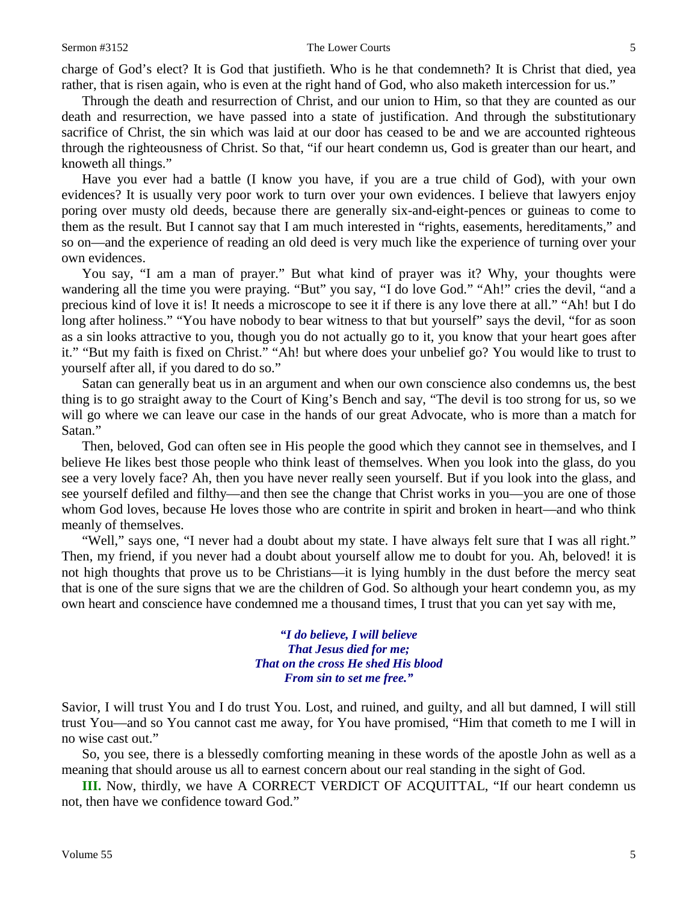charge of God's elect? It is God that justifieth. Who is he that condemneth? It is Christ that died, yea rather, that is risen again, who is even at the right hand of God, who also maketh intercession for us."

Through the death and resurrection of Christ, and our union to Him, so that they are counted as our death and resurrection, we have passed into a state of justification. And through the substitutionary sacrifice of Christ, the sin which was laid at our door has ceased to be and we are accounted righteous through the righteousness of Christ. So that, "if our heart condemn us, God is greater than our heart, and knoweth all things."

Have you ever had a battle (I know you have, if you are a true child of God), with your own evidences? It is usually very poor work to turn over your own evidences. I believe that lawyers enjoy poring over musty old deeds, because there are generally six-and-eight-pences or guineas to come to them as the result. But I cannot say that I am much interested in "rights, easements, hereditaments," and so on—and the experience of reading an old deed is very much like the experience of turning over your own evidences.

You say, "I am a man of prayer." But what kind of prayer was it? Why, your thoughts were wandering all the time you were praying. "But" you say, "I do love God." "Ah!" cries the devil, "and a precious kind of love it is! It needs a microscope to see it if there is any love there at all." "Ah! but I do long after holiness." "You have nobody to bear witness to that but yourself" says the devil, "for as soon as a sin looks attractive to you, though you do not actually go to it, you know that your heart goes after it." "But my faith is fixed on Christ." "Ah! but where does your unbelief go? You would like to trust to yourself after all, if you dared to do so."

Satan can generally beat us in an argument and when our own conscience also condemns us, the best thing is to go straight away to the Court of King's Bench and say, "The devil is too strong for us, so we will go where we can leave our case in the hands of our great Advocate, who is more than a match for Satan."

Then, beloved, God can often see in His people the good which they cannot see in themselves, and I believe He likes best those people who think least of themselves. When you look into the glass, do you see a very lovely face? Ah, then you have never really seen yourself. But if you look into the glass, and see yourself defiled and filthy—and then see the change that Christ works in you—you are one of those whom God loves, because He loves those who are contrite in spirit and broken in heart—and who think meanly of themselves.

"Well," says one, "I never had a doubt about my state. I have always felt sure that I was all right." Then, my friend, if you never had a doubt about yourself allow me to doubt for you. Ah, beloved! it is not high thoughts that prove us to be Christians—it is lying humbly in the dust before the mercy seat that is one of the sure signs that we are the children of God. So although your heart condemn you, as my own heart and conscience have condemned me a thousand times, I trust that you can yet say with me,

> ***"I do believe, I will believe***
> ***That Jesus died for me;***
> ***That on the cross He shed His blood***
> ***From sin to set me free."***

Savior, I will trust You and I do trust You. Lost, and ruined, and guilty, and all but damned, I will still trust You—and so You cannot cast me away, for You have promised, "Him that cometh to me I will in no wise cast out."

So, you see, there is a blessedly comforting meaning in these words of the apostle John as well as a meaning that should arouse us all to earnest concern about our real standing in the sight of God.

**III.** Now, thirdly, we have A CORRECT VERDICT OF ACQUITTAL, "If our heart condemn us not, then have we confidence toward God."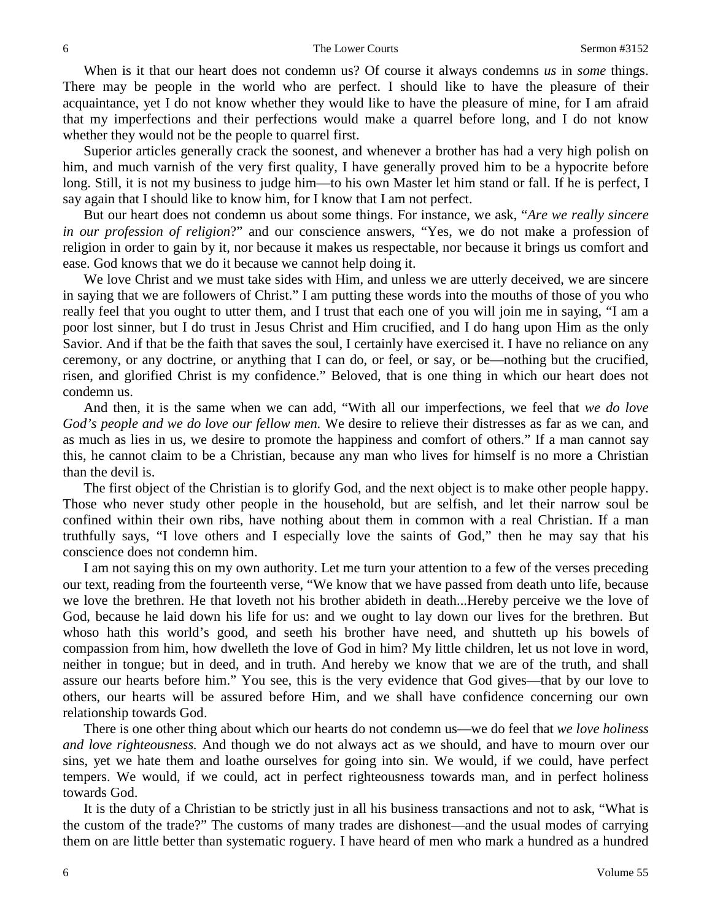When is it that our heart does not condemn us? Of course it always condemns *us* in *some* things. There may be people in the world who are perfect. I should like to have the pleasure of their acquaintance, yet I do not know whether they would like to have the pleasure of mine, for I am afraid that my imperfections and their perfections would make a quarrel before long, and I do not know whether they would not be the people to quarrel first.

Superior articles generally crack the soonest, and whenever a brother has had a very high polish on him, and much varnish of the very first quality, I have generally proved him to be a hypocrite before long. Still, it is not my business to judge him—to his own Master let him stand or fall. If he is perfect, I say again that I should like to know him, for I know that I am not perfect.

But our heart does not condemn us about some things. For instance, we ask, "*Are we really sincere in our profession of religion*?" and our conscience answers, "Yes, we do not make a profession of religion in order to gain by it, nor because it makes us respectable, nor because it brings us comfort and ease. God knows that we do it because we cannot help doing it.

We love Christ and we must take sides with Him, and unless we are utterly deceived, we are sincere in saying that we are followers of Christ." I am putting these words into the mouths of those of you who really feel that you ought to utter them, and I trust that each one of you will join me in saying, "I am a poor lost sinner, but I do trust in Jesus Christ and Him crucified, and I do hang upon Him as the only Savior. And if that be the faith that saves the soul, I certainly have exercised it. I have no reliance on any ceremony, or any doctrine, or anything that I can do, or feel, or say, or be—nothing but the crucified, risen, and glorified Christ is my confidence." Beloved, that is one thing in which our heart does not condemn us.

And then, it is the same when we can add, "With all our imperfections, we feel that *we do love God's people and we do love our fellow men.* We desire to relieve their distresses as far as we can, and as much as lies in us, we desire to promote the happiness and comfort of others." If a man cannot say this, he cannot claim to be a Christian, because any man who lives for himself is no more a Christian than the devil is.

The first object of the Christian is to glorify God, and the next object is to make other people happy. Those who never study other people in the household, but are selfish, and let their narrow soul be confined within their own ribs, have nothing about them in common with a real Christian. If a man truthfully says, "I love others and I especially love the saints of God," then he may say that his conscience does not condemn him.

I am not saying this on my own authority. Let me turn your attention to a few of the verses preceding our text, reading from the fourteenth verse, "We know that we have passed from death unto life, because we love the brethren. He that loveth not his brother abideth in death...Hereby perceive we the love of God, because he laid down his life for us: and we ought to lay down our lives for the brethren. But whoso hath this world's good, and seeth his brother have need, and shutteth up his bowels of compassion from him, how dwelleth the love of God in him? My little children, let us not love in word, neither in tongue; but in deed, and in truth. And hereby we know that we are of the truth, and shall assure our hearts before him." You see, this is the very evidence that God gives—that by our love to others, our hearts will be assured before Him, and we shall have confidence concerning our own relationship towards God.

There is one other thing about which our hearts do not condemn us—we do feel that *we love holiness and love righteousness.* And though we do not always act as we should, and have to mourn over our sins, yet we hate them and loathe ourselves for going into sin. We would, if we could, have perfect tempers. We would, if we could, act in perfect righteousness towards man, and in perfect holiness towards God.

It is the duty of a Christian to be strictly just in all his business transactions and not to ask, "What is the custom of the trade?" The customs of many trades are dishonest—and the usual modes of carrying them on are little better than systematic roguery. I have heard of men who mark a hundred as a hundred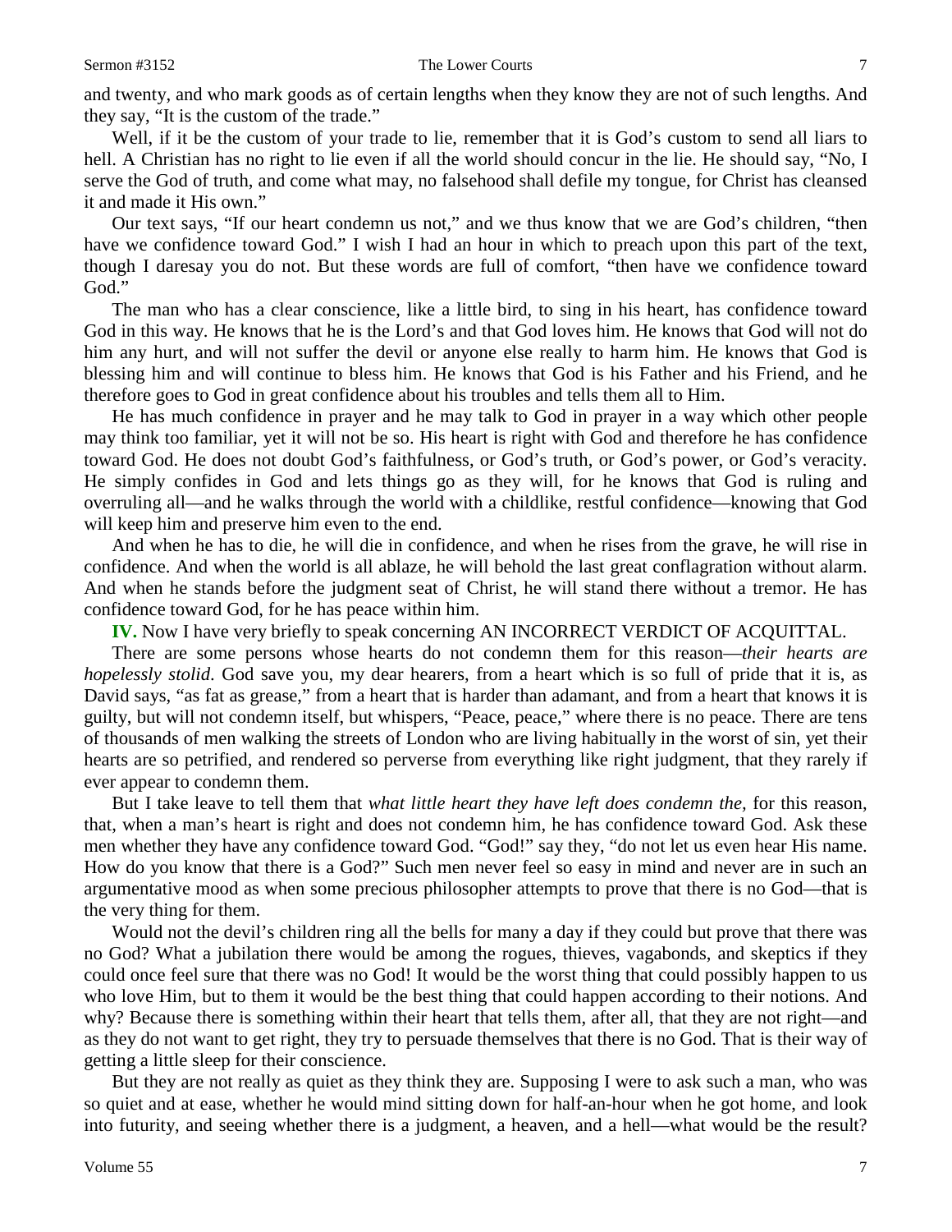and twenty, and who mark goods as of certain lengths when they know they are not of such lengths. And they say, "It is the custom of the trade."

Well, if it be the custom of your trade to lie, remember that it is God's custom to send all liars to hell. A Christian has no right to lie even if all the world should concur in the lie. He should say, "No, I serve the God of truth, and come what may, no falsehood shall defile my tongue, for Christ has cleansed it and made it His own."

Our text says, "If our heart condemn us not," and we thus know that we are God's children, "then have we confidence toward God." I wish I had an hour in which to preach upon this part of the text, though I daresay you do not. But these words are full of comfort, "then have we confidence toward God."

The man who has a clear conscience, like a little bird, to sing in his heart, has confidence toward God in this way. He knows that he is the Lord's and that God loves him. He knows that God will not do him any hurt, and will not suffer the devil or anyone else really to harm him. He knows that God is blessing him and will continue to bless him. He knows that God is his Father and his Friend, and he therefore goes to God in great confidence about his troubles and tells them all to Him.

He has much confidence in prayer and he may talk to God in prayer in a way which other people may think too familiar, yet it will not be so. His heart is right with God and therefore he has confidence toward God. He does not doubt God's faithfulness, or God's truth, or God's power, or God's veracity. He simply confides in God and lets things go as they will, for he knows that God is ruling and overruling all—and he walks through the world with a childlike, restful confidence—knowing that God will keep him and preserve him even to the end.

And when he has to die, he will die in confidence, and when he rises from the grave, he will rise in confidence. And when the world is all ablaze, he will behold the last great conflagration without alarm. And when he stands before the judgment seat of Christ, he will stand there without a tremor. He has confidence toward God, for he has peace within him.

**IV.** Now I have very briefly to speak concerning AN INCORRECT VERDICT OF ACQUITTAL.

There are some persons whose hearts do not condemn them for this reason—*their hearts are hopelessly stolid*. God save you, my dear hearers, from a heart which is so full of pride that it is, as David says, "as fat as grease," from a heart that is harder than adamant, and from a heart that knows it is guilty, but will not condemn itself, but whispers, "Peace, peace," where there is no peace. There are tens of thousands of men walking the streets of London who are living habitually in the worst of sin, yet their hearts are so petrified, and rendered so perverse from everything like right judgment, that they rarely if ever appear to condemn them.

But I take leave to tell them that *what little heart they have left does condemn the,* for this reason, that, when a man's heart is right and does not condemn him, he has confidence toward God. Ask these men whether they have any confidence toward God. "God!" say they, "do not let us even hear His name. How do you know that there is a God?" Such men never feel so easy in mind and never are in such an argumentative mood as when some precious philosopher attempts to prove that there is no God—that is the very thing for them.

Would not the devil's children ring all the bells for many a day if they could but prove that there was no God? What a jubilation there would be among the rogues, thieves, vagabonds, and skeptics if they could once feel sure that there was no God! It would be the worst thing that could possibly happen to us who love Him, but to them it would be the best thing that could happen according to their notions. And why? Because there is something within their heart that tells them, after all, that they are not right—and as they do not want to get right, they try to persuade themselves that there is no God. That is their way of getting a little sleep for their conscience.

But they are not really as quiet as they think they are. Supposing I were to ask such a man, who was so quiet and at ease, whether he would mind sitting down for half-an-hour when he got home, and look into futurity, and seeing whether there is a judgment, a heaven, and a hell—what would be the result?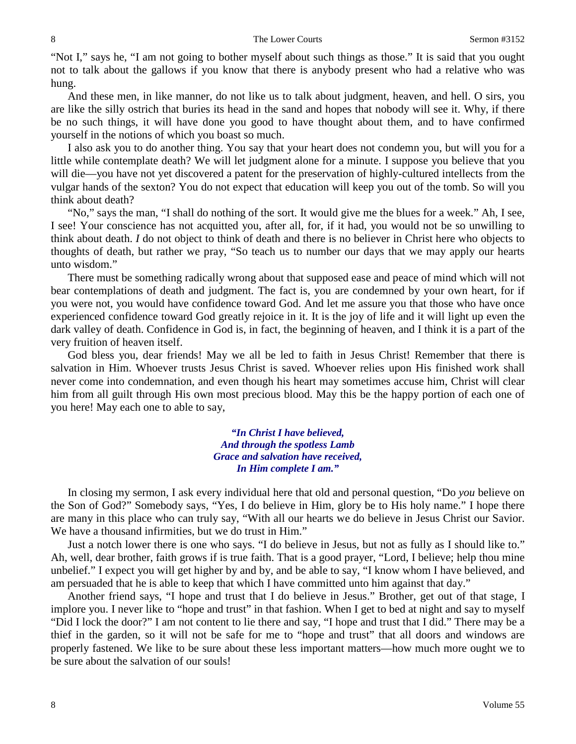"Not I," says he, "I am not going to bother myself about such things as those." It is said that you ought not to talk about the gallows if you know that there is anybody present who had a relative who was hung.

And these men, in like manner, do not like us to talk about judgment, heaven, and hell. O sirs, you are like the silly ostrich that buries its head in the sand and hopes that nobody will see it. Why, if there be no such things, it will have done you good to have thought about them, and to have confirmed yourself in the notions of which you boast so much.

I also ask you to do another thing. You say that your heart does not condemn you, but will you for a little while contemplate death? We will let judgment alone for a minute. I suppose you believe that you will die—you have not yet discovered a patent for the preservation of highly-cultured intellects from the vulgar hands of the sexton? You do not expect that education will keep you out of the tomb. So will you think about death?

"No," says the man, "I shall do nothing of the sort. It would give me the blues for a week." Ah, I see, I see! Your conscience has not acquitted you, after all, for, if it had, you would not be so unwilling to think about death. *I* do not object to think of death and there is no believer in Christ here who objects to thoughts of death, but rather we pray, "So teach us to number our days that we may apply our hearts unto wisdom."

There must be something radically wrong about that supposed ease and peace of mind which will not bear contemplations of death and judgment. The fact is, you are condemned by your own heart, for if you were not, you would have confidence toward God. And let me assure you that those who have once experienced confidence toward God greatly rejoice in it. It is the joy of life and it will light up even the dark valley of death. Confidence in God is, in fact, the beginning of heaven, and I think it is a part of the very fruition of heaven itself.

God bless you, dear friends! May we all be led to faith in Jesus Christ! Remember that there is salvation in Him. Whoever trusts Jesus Christ is saved. Whoever relies upon His finished work shall never come into condemnation, and even though his heart may sometimes accuse him, Christ will clear him from all guilt through His own most precious blood. May this be the happy portion of each one of you here! May each one to able to say,

> ***"In Christ I have believed,***
> ***And through the spotless Lamb***
> ***Grace and salvation have received,***
> ***In Him complete I am."***

In closing my sermon, I ask every individual here that old and personal question, "Do *you* believe on the Son of God?" Somebody says, "Yes, I do believe in Him, glory be to His holy name." I hope there are many in this place who can truly say, "With all our hearts we do believe in Jesus Christ our Savior. We have a thousand infirmities, but we do trust in Him."

Just a notch lower there is one who says. "I do believe in Jesus, but not as fully as I should like to." Ah, well, dear brother, faith grows if is true faith. That is a good prayer, "Lord, I believe; help thou mine unbelief." I expect you will get higher by and by, and be able to say, "I know whom I have believed, and am persuaded that he is able to keep that which I have committed unto him against that day."

Another friend says, "I hope and trust that I do believe in Jesus." Brother, get out of that stage, I implore you. I never like to "hope and trust" in that fashion. When I get to bed at night and say to myself "Did I lock the door?" I am not content to lie there and say, "I hope and trust that I did." There may be a thief in the garden, so it will not be safe for me to "hope and trust" that all doors and windows are properly fastened. We like to be sure about these less important matters—how much more ought we to be sure about the salvation of our souls!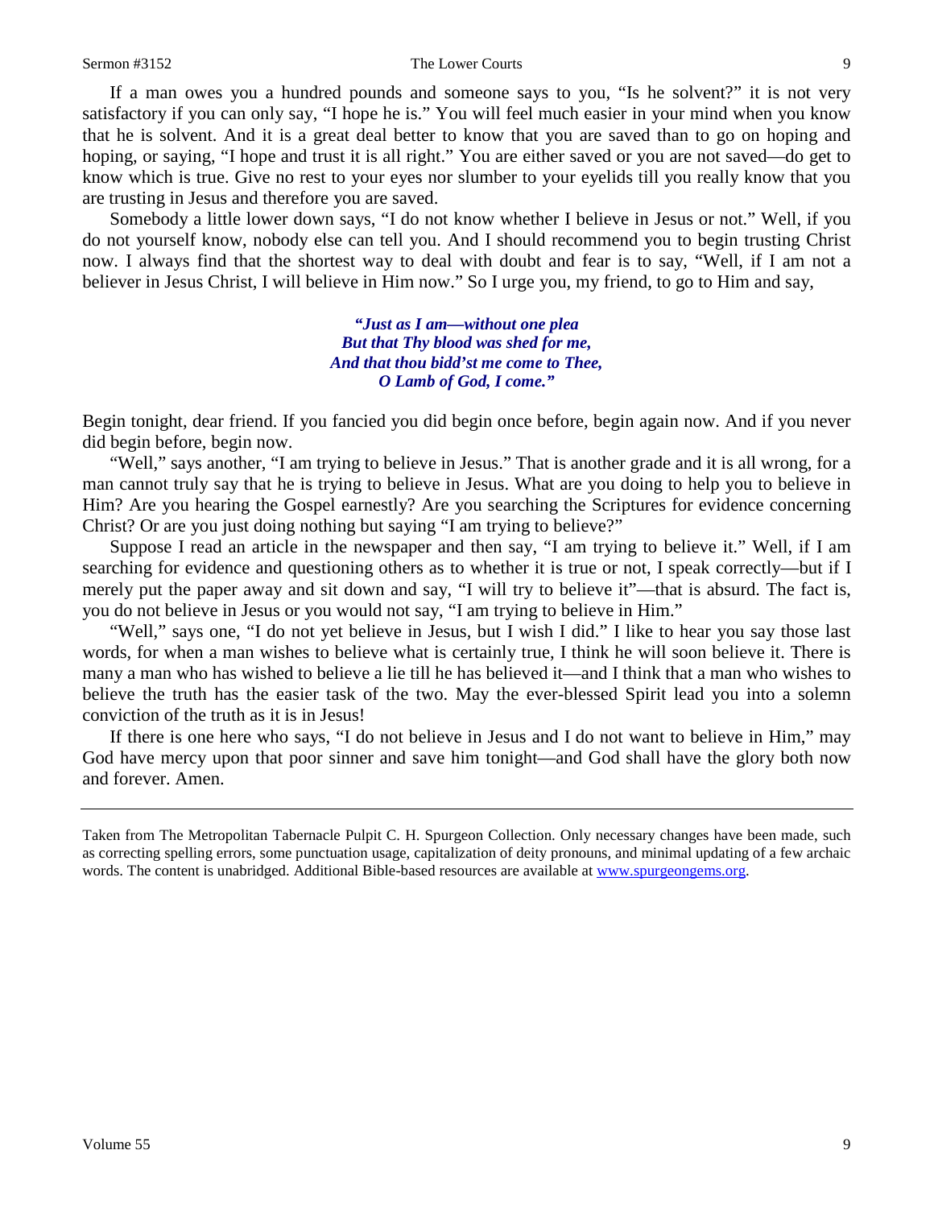If a man owes you a hundred pounds and someone says to you, "Is he solvent?" it is not very satisfactory if you can only say, "I hope he is." You will feel much easier in your mind when you know that he is solvent. And it is a great deal better to know that you are saved than to go on hoping and hoping, or saying, "I hope and trust it is all right." You are either saved or you are not saved—do get to know which is true. Give no rest to your eyes nor slumber to your eyelids till you really know that you are trusting in Jesus and therefore you are saved.

Somebody a little lower down says, "I do not know whether I believe in Jesus or not." Well, if you do not yourself know, nobody else can tell you. And I should recommend you to begin trusting Christ now. I always find that the shortest way to deal with doubt and fear is to say, "Well, if I am not a believer in Jesus Christ, I will believe in Him now." So I urge you, my friend, to go to Him and say,

> ***"Just as I am—without one plea***
> ***But that Thy blood was shed for me,***
> ***And that thou bidd'st me come to Thee,***
> ***O Lamb of God, I come."***

Begin tonight, dear friend. If you fancied you did begin once before, begin again now. And if you never did begin before, begin now.

"Well," says another, "I am trying to believe in Jesus." That is another grade and it is all wrong, for a man cannot truly say that he is trying to believe in Jesus. What are you doing to help you to believe in Him? Are you hearing the Gospel earnestly? Are you searching the Scriptures for evidence concerning Christ? Or are you just doing nothing but saying "I am trying to believe?"

Suppose I read an article in the newspaper and then say, "I am trying to believe it." Well, if I am searching for evidence and questioning others as to whether it is true or not, I speak correctly—but if I merely put the paper away and sit down and say, "I will try to believe it"—that is absurd. The fact is, you do not believe in Jesus or you would not say, "I am trying to believe in Him."

"Well," says one, "I do not yet believe in Jesus, but I wish I did." I like to hear you say those last words, for when a man wishes to believe what is certainly true, I think he will soon believe it. There is many a man who has wished to believe a lie till he has believed it—and I think that a man who wishes to believe the truth has the easier task of the two. May the ever-blessed Spirit lead you into a solemn conviction of the truth as it is in Jesus!

If there is one here who says, "I do not believe in Jesus and I do not want to believe in Him," may God have mercy upon that poor sinner and save him tonight—and God shall have the glory both now and forever. Amen.

---

Taken from The Metropolitan Tabernacle Pulpit C. H. Spurgeon Collection. Only necessary changes have been made, such as correcting spelling errors, some punctuation usage, capitalization of deity pronouns, and minimal updating of a few archaic words. The content is unabridged. Additional Bible-based resources are available at [www.spurgeongems.org](http://www.spurgeongems.org).